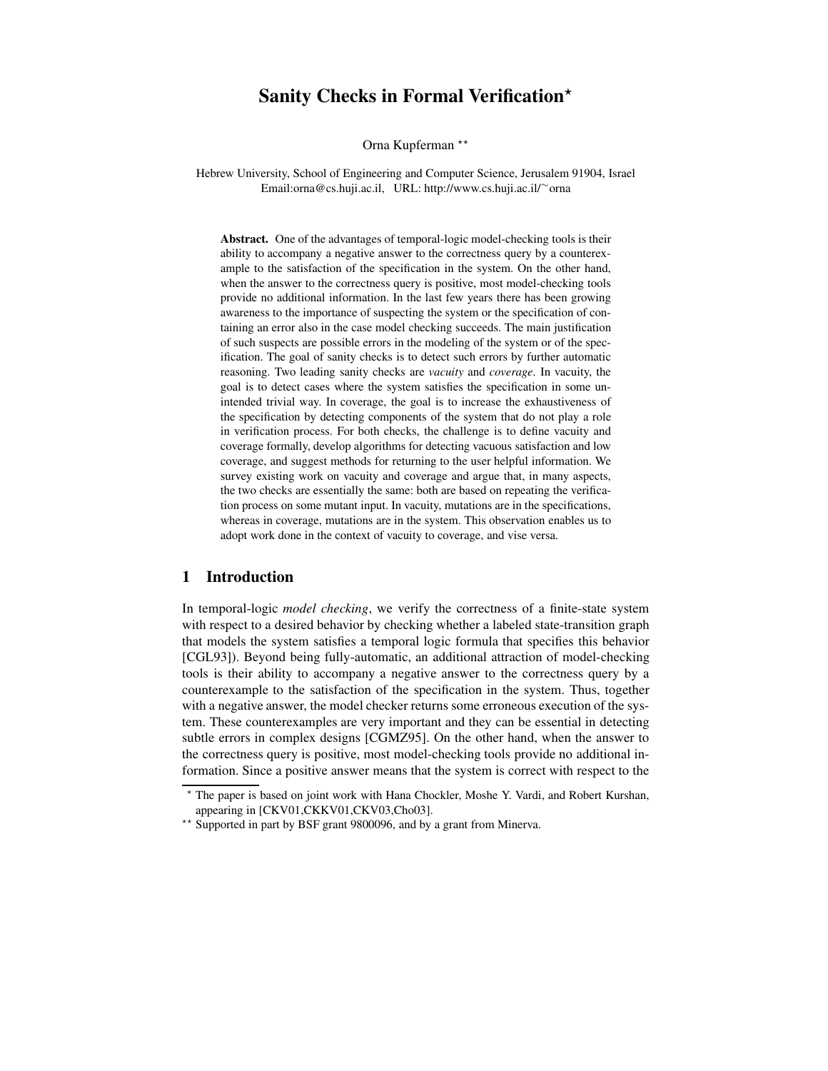# Sanity Checks in Formal Verification*

Orna Kupferman **

Hebrew University, School of Engineering and Computer Science, Jerusalem 91904, Israel
Email:orna@cs.huji.ac.il, URL: http://www.cs.huji.ac.il/~orna

**Abstract.** One of the advantages of temporal-logic model-checking tools is their ability to accompany a negative answer to the correctness query by a counterexample to the satisfaction of the specification in the system. On the other hand, when the answer to the correctness query is positive, most model-checking tools provide no additional information. In the last few years there has been growing awareness to the importance of suspecting the system or the specification of containing an error also in the case model checking succeeds. The main justification of such suspects are possible errors in the modeling of the system or of the specification. The goal of sanity checks is to detect such errors by further automatic reasoning. Two leading sanity checks are *vacuity* and *coverage*. In vacuity, the goal is to detect cases where the system satisfies the specification in some unintended trivial way. In coverage, the goal is to increase the exhaustiveness of the specification by detecting components of the system that do not play a role in verification process. For both checks, the challenge is to define vacuity and coverage formally, develop algorithms for detecting vacuous satisfaction and low coverage, and suggest methods for returning to the user helpful information. We survey existing work on vacuity and coverage and argue that, in many aspects, the two checks are essentially the same: both are based on repeating the verification process on some mutant input. In vacuity, mutations are in the specifications, whereas in coverage, mutations are in the system. This observation enables us to adopt work done in the context of vacuity to coverage, and vise versa.

## 1 Introduction

In temporal-logic *model checking*, we verify the correctness of a finite-state system with respect to a desired behavior by checking whether a labeled state-transition graph that models the system satisfies a temporal logic formula that specifies this behavior [CGL93]). Beyond being fully-automatic, an additional attraction of model-checking tools is their ability to accompany a negative answer to the correctness query by a counterexample to the satisfaction of the specification in the system. Thus, together with a negative answer, the model checker returns some erroneous execution of the system. These counterexamples are very important and they can be essential in detecting subtle errors in complex designs [CGMZ95]. On the other hand, when the answer to the correctness query is positive, most model-checking tools provide no additional information. Since a positive answer means that the system is correct with respect to the

* The paper is based on joint work with Hana Chockler, Moshe Y. Vardi, and Robert Kurshan, appearing in [CKV01,CKKV01,CKV03,Cho03].

** Supported in part by BSF grant 9800096, and by a grant from Minerva.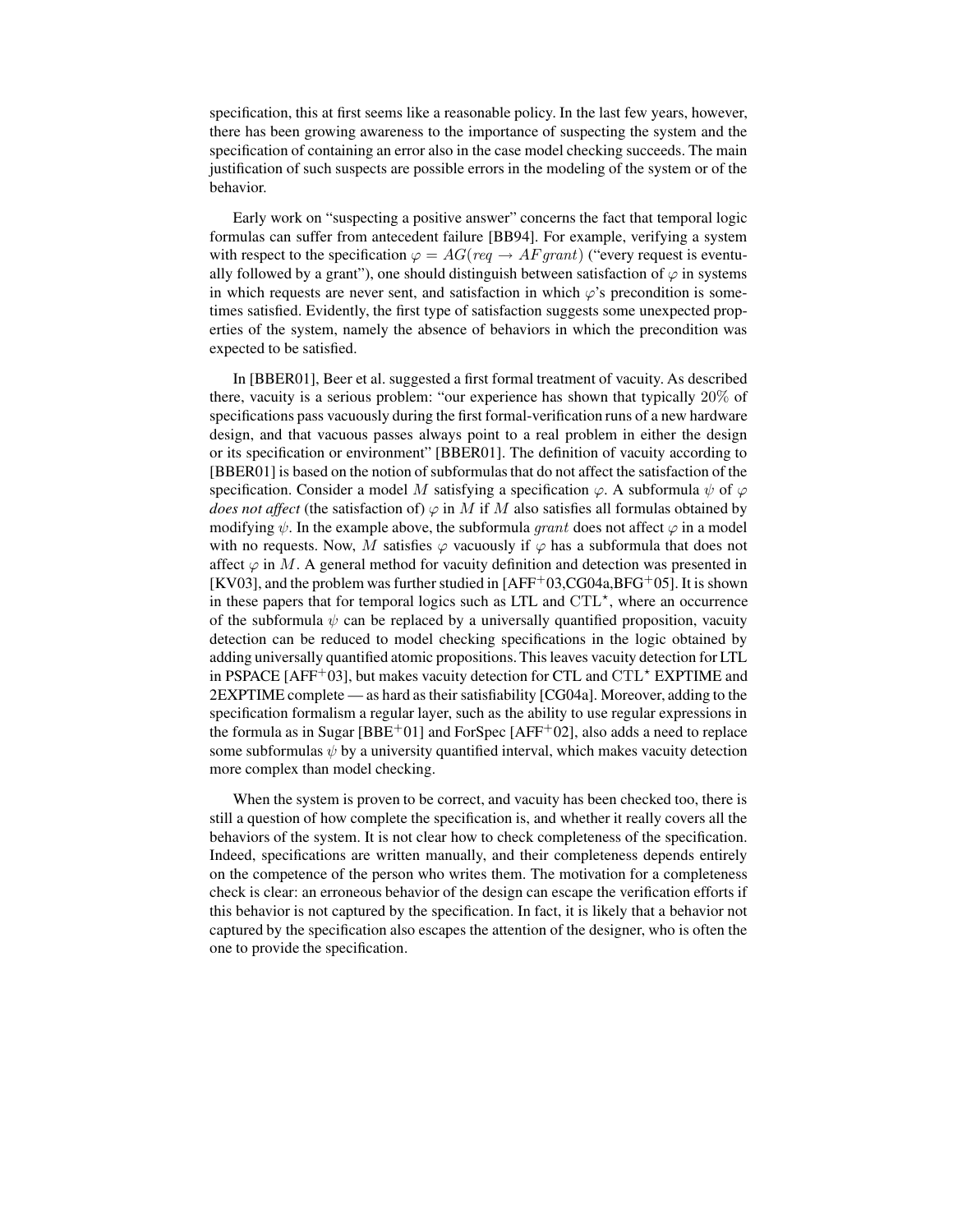specification, this at first seems like a reasonable policy. In the last few years, however, there has been growing awareness to the importance of suspecting the system and the specification of containing an error also in the case model checking succeeds. The main justification of such suspects are possible errors in the modeling of the system or of the behavior.

Early work on "suspecting a positive answer" concerns the fact that temporal logic formulas can suffer from antecedent failure [BB94]. For example, verifying a system with respect to the specification $\varphi = AG(req \rightarrow AF grant)$ ("every request is eventually followed by a grant"), one should distinguish between satisfaction of $\varphi$ in systems in which requests are never sent, and satisfaction in which $\varphi$'s precondition is sometimes satisfied. Evidently, the first type of satisfaction suggests some unexpected properties of the system, namely the absence of behaviors in which the precondition was expected to be satisfied.

In [BBER01], Beer et al. suggested a first formal treatment of vacuity. As described there, vacuity is a serious problem: "our experience has shown that typically 20% of specifications pass vacuously during the first formal-verification runs of a new hardware design, and that vacuous passes always point to a real problem in either the design or its specification or environment" [BBER01]. The definition of vacuity according to [BBER01] is based on the notion of subformulas that do not affect the satisfaction of the specification. Consider a model $M$ satisfying a specification $\varphi$. A subformula $\psi$ of $\varphi$ *does not affect* (the satisfaction of) $\varphi$ in $M$ if $M$ also satisfies all formulas obtained by modifying $\psi$. In the example above, the subformula $grant$ does not affect $\varphi$ in a model with no requests. Now, $M$ satisfies $\varphi$ vacuously if $\varphi$ has a subformula that does not affect $\varphi$ in $M$. A general method for vacuity definition and detection was presented in [KV03], and the problem was further studied in [AFF+03,CG04a,BFG+05]. It is shown in these papers that for temporal logics such as LTL and $\text{CTL}^\star$, where an occurrence of the subformula $\psi$ can be replaced by a universally quantified proposition, vacuity detection can be reduced to model checking specifications in the logic obtained by adding universally quantified atomic propositions. This leaves vacuity detection for LTL in PSPACE [AFF+03], but makes vacuity detection for CTL and $\text{CTL}^\star$ EXPTIME and 2EXPTIME complete — as hard as their satisfiability [CG04a]. Moreover, adding to the specification formalism a regular layer, such as the ability to use regular expressions in the formula as in Sugar [BBE+01] and ForSpec [AFF+02], also adds a need to replace some subformulas $\psi$ by a university quantified interval, which makes vacuity detection more complex than model checking.

When the system is proven to be correct, and vacuity has been checked too, there is still a question of how complete the specification is, and whether it really covers all the behaviors of the system. It is not clear how to check completeness of the specification. Indeed, specifications are written manually, and their completeness depends entirely on the competence of the person who writes them. The motivation for a completeness check is clear: an erroneous behavior of the design can escape the verification efforts if this behavior is not captured by the specification. In fact, it is likely that a behavior not captured by the specification also escapes the attention of the designer, who is often the one to provide the specification.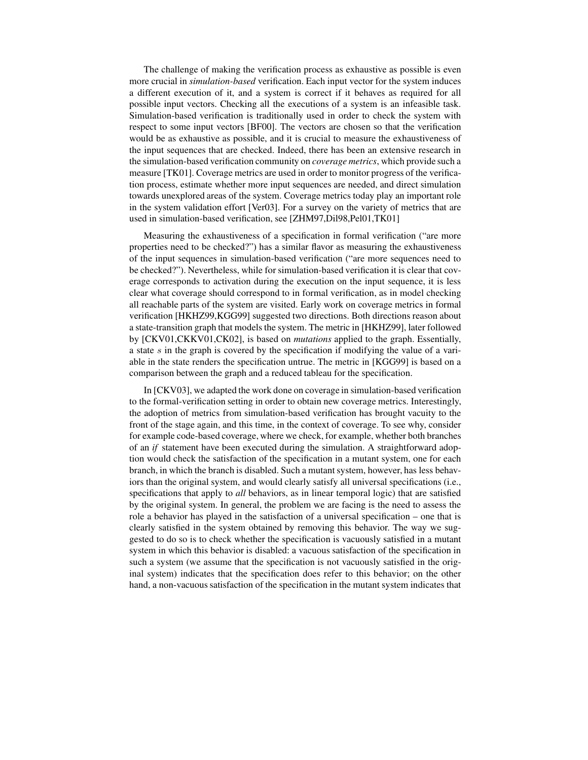The challenge of making the verification process as exhaustive as possible is even more crucial in *simulation-based* verification. Each input vector for the system induces a different execution of it, and a system is correct if it behaves as required for all possible input vectors. Checking all the executions of a system is an infeasible task. Simulation-based verification is traditionally used in order to check the system with respect to some input vectors [BF00]. The vectors are chosen so that the verification would be as exhaustive as possible, and it is crucial to measure the exhaustiveness of the input sequences that are checked. Indeed, there has been an extensive research in the simulation-based verification community on *coverage metrics*, which provide such a measure [TK01]. Coverage metrics are used in order to monitor progress of the verification process, estimate whether more input sequences are needed, and direct simulation towards unexplored areas of the system. Coverage metrics today play an important role in the system validation effort [Ver03]. For a survey on the variety of metrics that are used in simulation-based verification, see [ZHM97,Dil98,Pel01,TK01]

Measuring the exhaustiveness of a specification in formal verification ("are more properties need to be checked?") has a similar flavor as measuring the exhaustiveness of the input sequences in simulation-based verification ("are more sequences need to be checked?"). Nevertheless, while for simulation-based verification it is clear that coverage corresponds to activation during the execution on the input sequence, it is less clear what coverage should correspond to in formal verification, as in model checking all reachable parts of the system are visited. Early work on coverage metrics in formal verification [HKHZ99,KGG99] suggested two directions. Both directions reason about a state-transition graph that models the system. The metric in [HKHZ99], later followed by [CKV01,CKKV01,CK02], is based on *mutations* applied to the graph. Essentially, a state $s$ in the graph is covered by the specification if modifying the value of a variable in the state renders the specification untrue. The metric in [KGG99] is based on a comparison between the graph and a reduced tableau for the specification.

In [CKV03], we adapted the work done on coverage in simulation-based verification to the formal-verification setting in order to obtain new coverage metrics. Interestingly, the adoption of metrics from simulation-based verification has brought vacuity to the front of the stage again, and this time, in the context of coverage. To see why, consider for example code-based coverage, where we check, for example, whether both branches of an *if* statement have been executed during the simulation. A straightforward adoption would check the satisfaction of the specification in a mutant system, one for each branch, in which the branch is disabled. Such a mutant system, however, has less behaviors than the original system, and would clearly satisfy all universal specifications (i.e., specifications that apply to *all* behaviors, as in linear temporal logic) that are satisfied by the original system. In general, the problem we are facing is the need to assess the role a behavior has played in the satisfaction of a universal specification – one that is clearly satisfied in the system obtained by removing this behavior. The way we suggested to do so is to check whether the specification is vacuously satisfied in a mutant system in which this behavior is disabled: a vacuous satisfaction of the specification in such a system (we assume that the specification is not vacuously satisfied in the original system) indicates that the specification does refer to this behavior; on the other hand, a non-vacuous satisfaction of the specification in the mutant system indicates that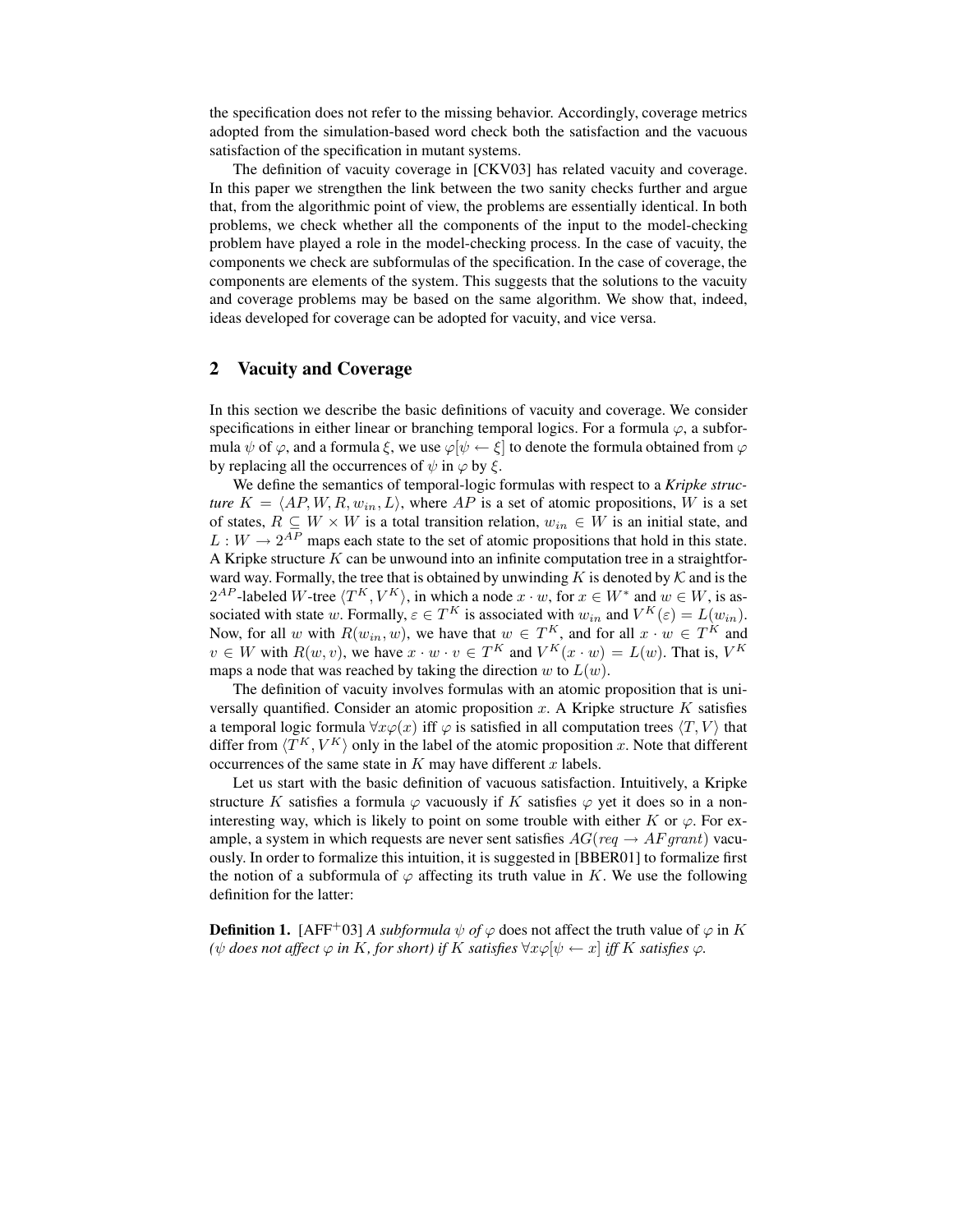the specification does not refer to the missing behavior. Accordingly, coverage metrics adopted from the simulation-based word check both the satisfaction and the vacuous satisfaction of the specification in mutant systems.

The definition of vacuity coverage in [CKV03] has related vacuity and coverage. In this paper we strengthen the link between the two sanity checks further and argue that, from the algorithmic point of view, the problems are essentially identical. In both problems, we check whether all the components of the input to the model-checking problem have played a role in the model-checking process. In the case of vacuity, the components we check are subformulas of the specification. In the case of coverage, the components are elements of the system. This suggests that the solutions to the vacuity and coverage problems may be based on the same algorithm. We show that, indeed, ideas developed for coverage can be adopted for vacuity, and vice versa.

## 2 Vacuity and Coverage

In this section we describe the basic definitions of vacuity and coverage. We consider specifications in either linear or branching temporal logics. For a formula $\varphi$, a subformula $\psi$ of $\varphi$, and a formula $\xi$, we use $\varphi[\psi \leftarrow \xi]$ to denote the formula obtained from $\varphi$ by replacing all the occurrences of $\psi$ in $\varphi$ by $\xi$.

We define the semantics of temporal-logic formulas with respect to a *Kripke structure* $K = \langle AP, W, R, w_{in}, L\rangle$, where $AP$ is a set of atomic propositions, $W$ is a set of states, $R \subseteq W \times W$ is a total transition relation, $w_{in} \in W$ is an initial state, and $L : W \to 2^{AP}$ maps each state to the set of atomic propositions that hold in this state. A Kripke structure $K$ can be unwound into an infinite computation tree in a straightforward way. Formally, the tree that is obtained by unwinding $K$ is denoted by $\mathcal{K}$ and is the $2^{AP}$-labeled $W$-tree $\langle T^K, V^K\rangle$, in which a node $x \cdot w$, for $x \in W^*$ and $w \in W$, is associated with state $w$. Formally, $\varepsilon \in T^K$ is associated with $w_{in}$ and $V^K(\varepsilon) = L(w_{in})$. Now, for all $w$ with $R(w_{in}, w)$, we have that $w \in T^K$, and for all $x \cdot w \in T^K$ and $v \in W$ with $R(w, v)$, we have $x \cdot w \cdot v \in T^K$ and $V^K(x \cdot w) = L(w)$. That is, $V^K$ maps a node that was reached by taking the direction $w$ to $L(w)$.

The definition of vacuity involves formulas with an atomic proposition that is universally quantified. Consider an atomic proposition $x$. A Kripke structure $K$ satisfies a temporal logic formula $\forall x \varphi(x)$ iff $\varphi$ is satisfied in all computation trees $\langle T, V\rangle$ that differ from $\langle T^K, V^K\rangle$ only in the label of the atomic proposition $x$. Note that different occurrences of the same state in $K$ may have different $x$ labels.

Let us start with the basic definition of vacuous satisfaction. Intuitively, a Kripke structure $K$ satisfies a formula $\varphi$ vacuously if $K$ satisfies $\varphi$ yet it does so in a non-interesting way, which is likely to point on some trouble with either $K$ or $\varphi$. For example, a system in which requests are never sent satisfies $AG(req \to AF grant)$ vacuously. In order to formalize this intuition, it is suggested in [BBER01] to formalize first the notion of a subformula of $\varphi$ affecting its truth value in $K$. We use the following definition for the latter:

**Definition 1.** [AFF[+]03] *A subformula $\psi$ of $\varphi$* does not affect the truth value of $\varphi$ in $K$ *($\psi$ does not affect $\varphi$ in $K$, for short) if $K$ satisfies $\forall x \varphi[\psi \leftarrow x]$ iff $K$ satisfies $\varphi$.*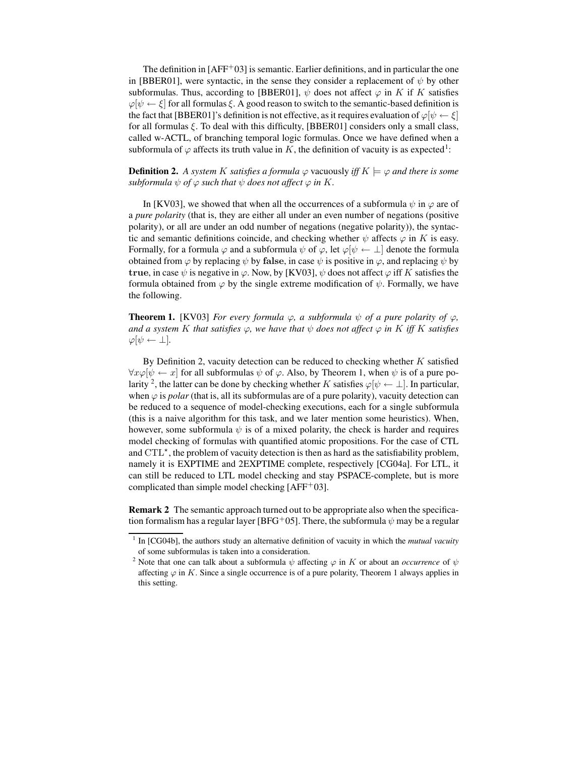The definition in [AFF+03] is semantic. Earlier definitions, and in particular the one in [BBER01], were syntactic, in the sense they consider a replacement of $\psi$ by other subformulas. Thus, according to [BBER01], $\psi$ does not affect $\varphi$ in $K$ if $K$ satisfies $\varphi[\psi \leftarrow \xi]$ for all formulas $\xi$. A good reason to switch to the semantic-based definition is the fact that [BBER01]'s definition is not effective, as it requires evaluation of $\varphi[\psi \leftarrow \xi]$ for all formulas $\xi$. To deal with this difficulty, [BBER01] considers only a small class, called w-ACTL, of branching temporal logic formulas. Once we have defined when a subformula of $\varphi$ affects its truth value in $K$, the definition of vacuity is as expected[1]:

**Definition 2.** *A system $K$ satisfies a formula $\varphi$* vacuously *iff $K \models \varphi$ and there is some subformula $\psi$ of $\varphi$ such that $\psi$ does not affect $\varphi$ in $K$.*

In [KV03], we showed that when all the occurrences of a subformula $\psi$ in $\varphi$ are of a *pure polarity* (that is, they are either all under an even number of negations (positive polarity), or all are under an odd number of negations (negative polarity)), the syntactic and semantic definitions coincide, and checking whether $\psi$ affects $\varphi$ in $K$ is easy. Formally, for a formula $\varphi$ and a subformula $\psi$ of $\varphi$, let $\varphi[\psi \leftarrow \perp]$ denote the formula obtained from $\varphi$ by replacing $\psi$ by **false**, in case $\psi$ is positive in $\varphi$, and replacing $\psi$ by **true**, in case $\psi$ is negative in $\varphi$. Now, by [KV03], $\psi$ does not affect $\varphi$ in $K$ iff $K$ satisfies the formula obtained from $\varphi$ by the single extreme modification of $\psi$. Formally, we have the following.

**Theorem 1.** [KV03] *For every formula $\varphi$, a subformula $\psi$ of a pure polarity of $\varphi$, and a system $K$ that satisfies $\varphi$, we have that $\psi$ does not affect $\varphi$ in $K$ iff $K$ satisfies $\varphi[\psi \leftarrow \perp]$.*

By Definition 2, vacuity detection can be reduced to checking whether $K$ satisfied $\forall x \varphi[\psi \leftarrow x]$ for all subformulas $\psi$ of $\varphi$. Also, by Theorem 1, when $\psi$ is of a pure polarity [2], the latter can be done by checking whether $K$ satisfies $\varphi[\psi \leftarrow \perp]$. In particular, when $\varphi$ is *polar* (that is, all its subformulas are of a pure polarity), vacuity detection can be reduced to a sequence of model-checking executions, each for a single subformula (this is a naive algorithm for this task, and we later mention some heuristics). When, however, some subformula $\psi$ is of a mixed polarity, the check is harder and requires model checking of formulas with quantified atomic propositions. For the case of CTL and CTL$^\star$, the problem of vacuity detection is then as hard as the satisfiability problem, namely it is EXPTIME and 2EXPTIME complete, respectively [CG04a]. For LTL, it can still be reduced to LTL model checking and stay PSPACE-complete, but is more complicated than simple model checking [AFF+03].

**Remark 2** The semantic approach turned out to be appropriate also when the specification formalism has a regular layer [BFG+05]. There, the subformula $\psi$ may be a regular

---

[1] In [CG04b], the authors study an alternative definition of vacuity in which the *mutual vacuity* of some subformulas is taken into a consideration.

[2] Note that one can talk about a subformula $\psi$ affecting $\varphi$ in $K$ or about an *occurrence* of $\psi$ affecting $\varphi$ in $K$. Since a single occurrence is of a pure polarity, Theorem 1 always applies in this setting.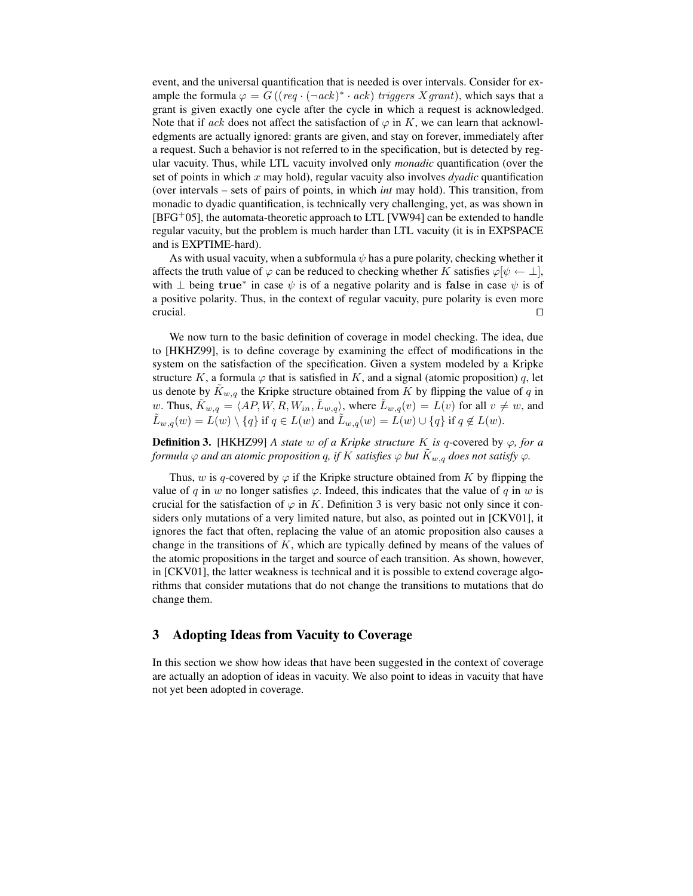event, and the universal quantification that is needed is over intervals. Consider for example the formula $\varphi = G((req \cdot (\neg ack)^* \cdot ack) \ triggers \ X grant)$, which says that a grant is given exactly one cycle after the cycle in which a request is acknowledged. Note that if $ack$ does not affect the satisfaction of $\varphi$ in $K$, we can learn that acknowledgments are actually ignored: grants are given, and stay on forever, immediately after a request. Such a behavior is not referred to in the specification, but is detected by regular vacuity. Thus, while LTL vacuity involved only *monadic* quantification (over the set of points in which $x$ may hold), regular vacuity also involves *dyadic* quantification (over intervals – sets of pairs of points, in which *int* may hold). This transition, from monadic to dyadic quantification, is technically very challenging, yet, as was shown in [BFG+05], the automata-theoretic approach to LTL [VW94] can be extended to handle regular vacuity, but the problem is much harder than LTL vacuity (it is in EXPSPACE and is EXPTIME-hard).

As with usual vacuity, when a subformula $\psi$ has a pure polarity, checking whether it affects the truth value of $\varphi$ can be reduced to checking whether $K$ satisfies $\varphi[\psi \leftarrow \bot]$, with $\bot$ being $\mathbf{true}^*$ in case $\psi$ is of a negative polarity and is $\mathbf{false}$ in case $\psi$ is of a positive polarity. Thus, in the context of regular vacuity, pure polarity is even more crucial. $\square$

We now turn to the basic definition of coverage in model checking. The idea, due to [HKHZ99], is to define coverage by examining the effect of modifications in the system on the satisfaction of the specification. Given a system modeled by a Kripke structure $K$, a formula $\varphi$ that is satisfied in $K$, and a signal (atomic proposition) $q$, let us denote by $\tilde{K}_{w,q}$ the Kripke structure obtained from $K$ by flipping the value of $q$ in $w$. Thus, $\tilde{K}_{w,q} = \langle AP, W, R, W_{in}, \tilde{L}_{w,q} \rangle$, where $\tilde{L}_{w,q}(v) = L(v)$ for all $v \neq w$, and $\tilde{L}_{w,q}(w) = L(w) \setminus \{q\}$ if $q \in L(w)$ and $\tilde{L}_{w,q}(w) = L(w) \cup \{q\}$ if $q \notin L(w)$.

**Definition 3.** [HKHZ99] *A state $w$ of a Kripke structure $K$ is $q$-covered by $\varphi$, for a formula $\varphi$ and an atomic proposition $q$, if $K$ satisfies $\varphi$ but $\tilde{K}_{w,q}$ does not satisfy $\varphi$.*

Thus, $w$ is $q$-covered by $\varphi$ if the Kripke structure obtained from $K$ by flipping the value of $q$ in $w$ no longer satisfies $\varphi$. Indeed, this indicates that the value of $q$ in $w$ is crucial for the satisfaction of $\varphi$ in $K$. Definition 3 is very basic not only since it considers only mutations of a very limited nature, but also, as pointed out in [CKV01], it ignores the fact that often, replacing the value of an atomic proposition also causes a change in the transitions of $K$, which are typically defined by means of the values of the atomic propositions in the target and source of each transition. As shown, however, in [CKV01], the latter weakness is technical and it is possible to extend coverage algorithms that consider mutations that do not change the transitions to mutations that do change them.

## 3 Adopting Ideas from Vacuity to Coverage

In this section we show how ideas that have been suggested in the context of coverage are actually an adoption of ideas in vacuity. We also point to ideas in vacuity that have not yet been adopted in coverage.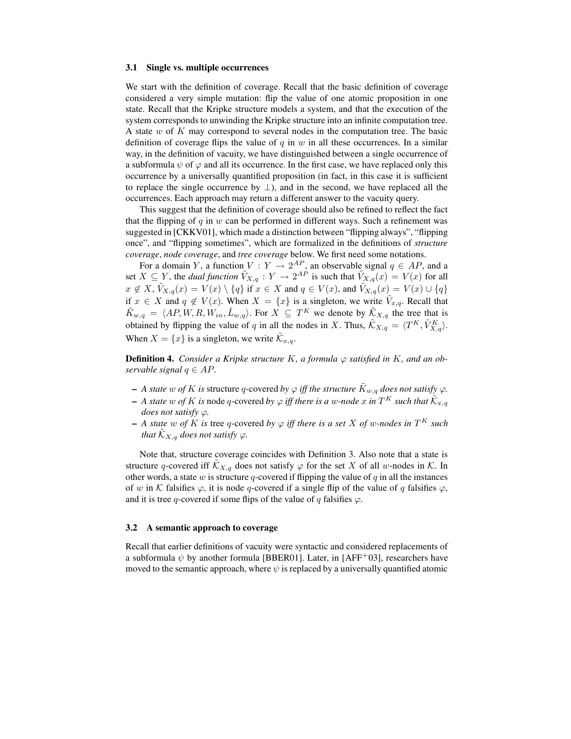### 3.1 Single vs. multiple occurrences

We start with the definition of coverage. Recall that the basic definition of coverage considered a very simple mutation: flip the value of one atomic proposition in one state. Recall that the Kripke structure models a system, and that the execution of the system corresponds to unwinding the Kripke structure into an infinite computation tree. A state $w$ of $K$ may correspond to several nodes in the computation tree. The basic definition of coverage flips the value of $q$ in $w$ in all these occurrences. In a similar way, in the definition of vacuity, we have distinguished between a single occurrence of a subformula $\psi$ of $\varphi$ and all its occurrence. In the first case, we have replaced only this occurrence by a universally quantified proposition (in fact, in this case it is sufficient to replace the single occurrence by $\perp$), and in the second, we have replaced all the occurrences. Each approach may return a different answer to the vacuity query.

This suggest that the definition of coverage should also be refined to reflect the fact that the flipping of $q$ in $w$ can be performed in different ways. Such a refinement was suggested in [CKKV01], which made a distinction between "flipping always", "flipping once", and "flipping sometimes", which are formalized in the definitions of *structure coverage*, *node coverage*, and *tree coverage* below. We first need some notations.

For a domain $Y$, a function $V : Y \rightarrow 2^{AP}$, an observable signal $q \in AP$, and a set $X \subseteq Y$, the *dual function* $\tilde{V}_{X,q} : Y \rightarrow 2^{AP}$ is such that $\tilde{V}_{X,q}(x) = V(x)$ for all $x \notin X$, $\tilde{V}_{X,q}(x) = V(x) \setminus \{q\}$ if $x \in X$ and $q \in V(x)$, and $\tilde{V}_{X,q}(x) = V(x) \cup \{q\}$ if $x \in X$ and $q \notin V(x)$. When $X = \{x\}$ is a singleton, we write $\tilde{V}_{x,q}$. Recall that $\tilde{K}_{w,q} = \langle AP, W, R, W_{in}, \tilde{L}_{w,q}\rangle$. For $X \subseteq T^K$ we denote by $\tilde{\mathcal{K}}_{X,q}$ the tree that is obtained by flipping the value of $q$ in all the nodes in $X$. Thus, $\tilde{\mathcal{K}}_{X,q} = \langle T^K, \tilde{V}^K_{X,q}\rangle$. When $X = \{x\}$ is a singleton, we write $\tilde{\mathcal{K}}_{x,q}$.

**Definition 4.** *Consider a Kripke structure $K$, a formula $\varphi$ satisfied in $K$, and an observable signal $q \in AP$.*

- *A state $w$ of $K$ is* structure $q$-covered *by $\varphi$ iff the structure $\tilde{K}_{w,q}$ does not satisfy $\varphi$.*
- *A state $w$ of $K$ is* node $q$-covered *by $\varphi$ iff there is a $w$-node $x$ in $T^K$ such that $\tilde{\mathcal{K}}_{x,q}$ does not satisfy $\varphi$.*
- *A state $w$ of $K$ is* tree $q$-covered *by $\varphi$ iff there is a set $X$ of $w$-nodes in $T^K$ such that $\tilde{\mathcal{K}}_{X,q}$ does not satisfy $\varphi$.*

Note that, structure coverage coincides with Definition 3. Also note that a state is structure $q$-covered iff $\tilde{\mathcal{K}}_{X,q}$ does not satisfy $\varphi$ for the set $X$ of all $w$-nodes in $\mathcal{K}$. In other words, a state $w$ is structure $q$-covered if flipping the value of $q$ in all the instances of $w$ in $\mathcal{K}$ falsifies $\varphi$, it is node $q$-covered if a single flip of the value of $q$ falsifies $\varphi$, and it is tree $q$-covered if some flips of the value of $q$ falsifies $\varphi$.

### 3.2 A semantic approach to coverage

Recall that earlier definitions of vacuity were syntactic and considered replacements of a subformula $\psi$ by another formula [BBER01]. Later, in [AFF$^+$03], researchers have moved to the semantic approach, where $\psi$ is replaced by a universally quantified atomic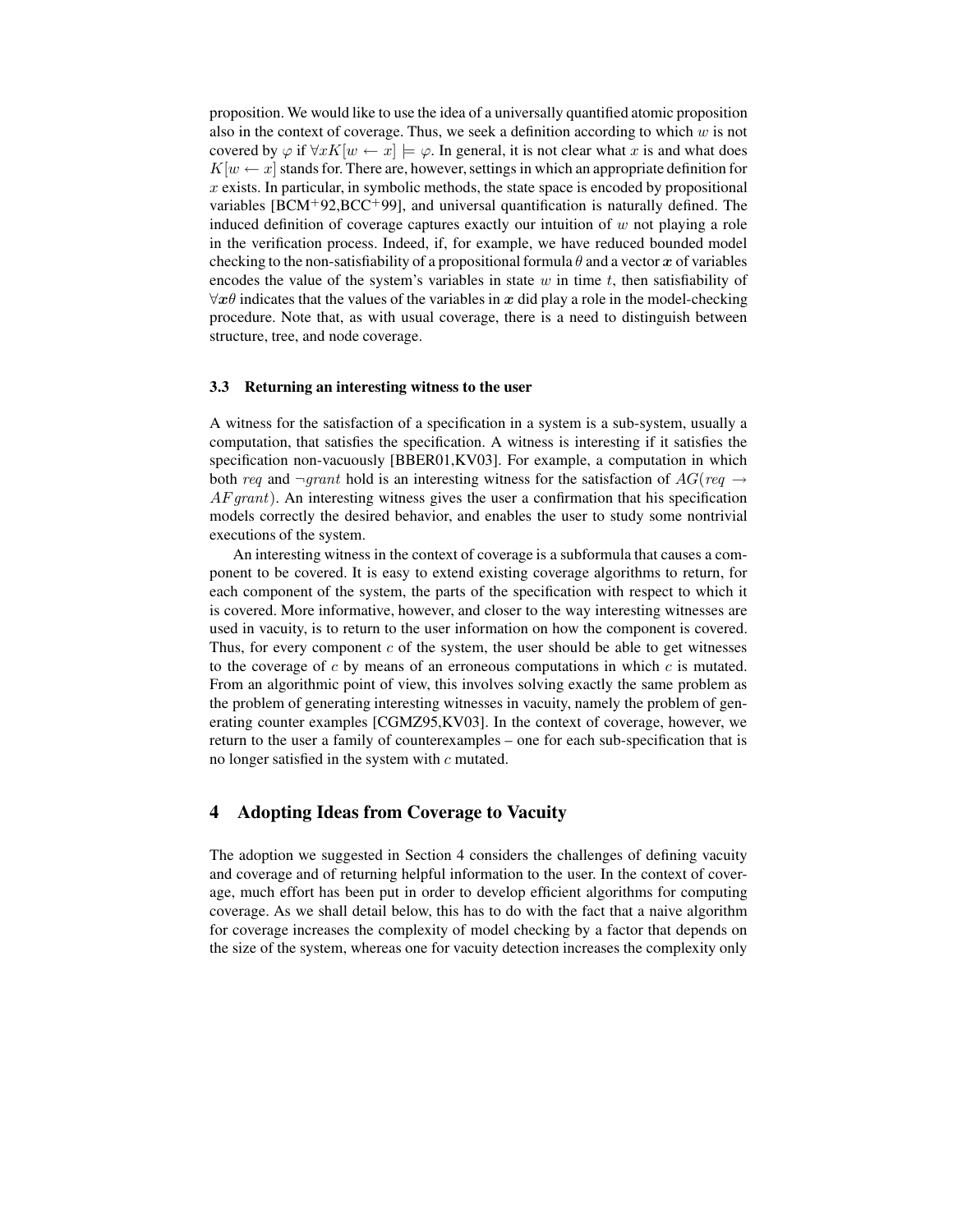proposition. We would like to use the idea of a universally quantified atomic proposition also in the context of coverage. Thus, we seek a definition according to which $w$ is not covered by $\varphi$ if $\forall x K[w \leftarrow x] \models \varphi$. In general, it is not clear what $x$ is and what does $K[w \leftarrow x]$ stands for. There are, however, settings in which an appropriate definition for $x$ exists. In particular, in symbolic methods, the state space is encoded by propositional variables [BCM$^+$92,BCC$^+$99], and universal quantification is naturally defined. The induced definition of coverage captures exactly our intuition of $w$ not playing a role in the verification process. Indeed, if, for example, we have reduced bounded model checking to the non-satisfiability of a propositional formula $\theta$ and a vector $\boldsymbol{x}$ of variables encodes the value of the system's variables in state $w$ in time $t$, then satisfiability of $\forall \boldsymbol{x} \theta$ indicates that the values of the variables in $\boldsymbol{x}$ did play a role in the model-checking procedure. Note that, as with usual coverage, there is a need to distinguish between structure, tree, and node coverage.

### 3.3 Returning an interesting witness to the user

A witness for the satisfaction of a specification in a system is a sub-system, usually a computation, that satisfies the specification. A witness is interesting if it satisfies the specification non-vacuously [BBER01,KV03]. For example, a computation in which both $req$ and $\neg grant$ hold is an interesting witness for the satisfaction of $AG(req \rightarrow AF grant)$. An interesting witness gives the user a confirmation that his specification models correctly the desired behavior, and enables the user to study some nontrivial executions of the system.

An interesting witness in the context of coverage is a subformula that causes a component to be covered. It is easy to extend existing coverage algorithms to return, for each component of the system, the parts of the specification with respect to which it is covered. More informative, however, and closer to the way interesting witnesses are used in vacuity, is to return to the user information on how the component is covered. Thus, for every component $c$ of the system, the user should be able to get witnesses to the coverage of $c$ by means of an erroneous computations in which $c$ is mutated. From an algorithmic point of view, this involves solving exactly the same problem as the problem of generating interesting witnesses in vacuity, namely the problem of generating counter examples [CGMZ95,KV03]. In the context of coverage, however, we return to the user a family of counterexamples – one for each sub-specification that is no longer satisfied in the system with $c$ mutated.

## 4 Adopting Ideas from Coverage to Vacuity

The adoption we suggested in Section 4 considers the challenges of defining vacuity and coverage and of returning helpful information to the user. In the context of coverage, much effort has been put in order to develop efficient algorithms for computing coverage. As we shall detail below, this has to do with the fact that a naive algorithm for coverage increases the complexity of model checking by a factor that depends on the size of the system, whereas one for vacuity detection increases the complexity only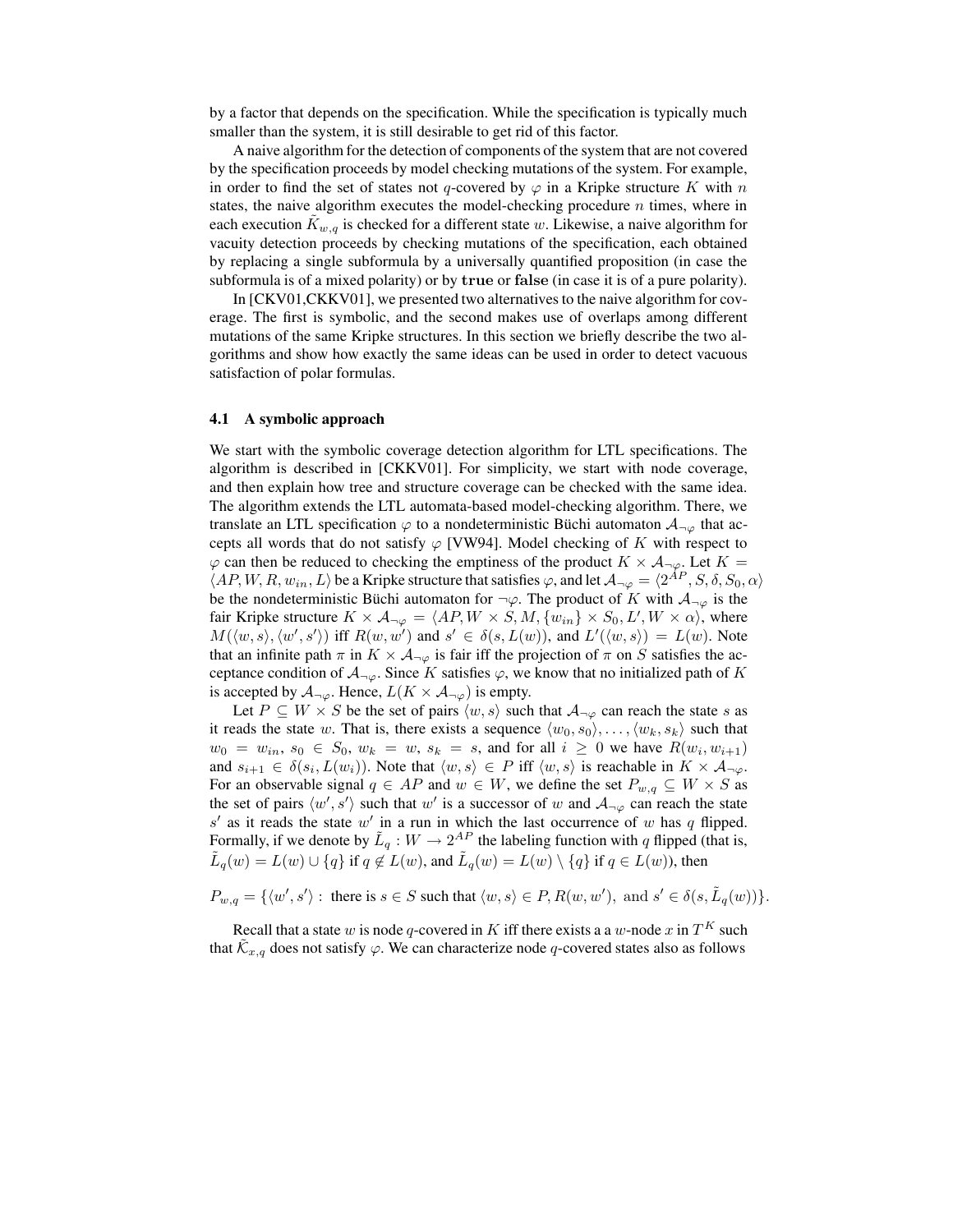by a factor that depends on the specification. While the specification is typically much smaller than the system, it is still desirable to get rid of this factor.

A naive algorithm for the detection of components of the system that are not covered by the specification proceeds by model checking mutations of the system. For example, in order to find the set of states not $q$-covered by $\varphi$ in a Kripke structure $K$ with $n$ states, the naive algorithm executes the model-checking procedure $n$ times, where in each execution $\tilde{K}_{w,q}$ is checked for a different state $w$. Likewise, a naive algorithm for vacuity detection proceeds by checking mutations of the specification, each obtained by replacing a single subformula by a universally quantified proposition (in case the subformula is of a mixed polarity) or by **true** or **false** (in case it is of a pure polarity).

In [CKV01,CKKV01], we presented two alternatives to the naive algorithm for coverage. The first is symbolic, and the second makes use of overlaps among different mutations of the same Kripke structures. In this section we briefly describe the two algorithms and show how exactly the same ideas can be used in order to detect vacuous satisfaction of polar formulas.

### 4.1 A symbolic approach

We start with the symbolic coverage detection algorithm for LTL specifications. The algorithm is described in [CKKV01]. For simplicity, we start with node coverage, and then explain how tree and structure coverage can be checked with the same idea. The algorithm extends the LTL automata-based model-checking algorithm. There, we translate an LTL specification $\varphi$ to a nondeterministic Büchi automaton $\mathcal{A}_{\neg\varphi}$ that accepts all words that do not satisfy $\varphi$ [VW94]. Model checking of $K$ with respect to $\varphi$ can then be reduced to checking the emptiness of the product $K \times \mathcal{A}_{\neg\varphi}$. Let $K = \langle AP, W, R, w_{in}, L\rangle$ be a Kripke structure that satisfies $\varphi$, and let $\mathcal{A}_{\neg\varphi} = \langle 2^{AP}, S, \delta, S_0, \alpha\rangle$ be the nondeterministic Büchi automaton for $\neg\varphi$. The product of $K$ with $\mathcal{A}_{\neg\varphi}$ is the fair Kripke structure $K \times \mathcal{A}_{\neg\varphi} = \langle AP, W \times S, M, \{w_{in}\} \times S_0, L', W \times \alpha\rangle$, where $M(\langle w, s\rangle, \langle w', s'\rangle)$ iff $R(w, w')$ and $s' \in \delta(s, L(w))$, and $L'(\langle w, s\rangle) = L(w)$. Note that an infinite path $\pi$ in $K \times \mathcal{A}_{\neg\varphi}$ is fair iff the projection of $\pi$ on $S$ satisfies the acceptance condition of $\mathcal{A}_{\neg\varphi}$. Since $K$ satisfies $\varphi$, we know that no initialized path of $K$ is accepted by $\mathcal{A}_{\neg\varphi}$. Hence, $L(K \times \mathcal{A}_{\neg\varphi})$ is empty.

Let $P \subseteq W \times S$ be the set of pairs $\langle w, s\rangle$ such that $\mathcal{A}_{\neg\varphi}$ can reach the state $s$ as it reads the state $w$. That is, there exists a sequence $\langle w_0, s_0\rangle, \ldots, \langle w_k, s_k\rangle$ such that $w_0 = w_{in}$, $s_0 \in S_0$, $w_k = w$, $s_k = s$, and for all $i \geq 0$ we have $R(w_i, w_{i+1})$ and $s_{i+1} \in \delta(s_i, L(w_i))$. Note that $\langle w, s\rangle \in P$ iff $\langle w, s\rangle$ is reachable in $K \times \mathcal{A}_{\neg\varphi}$. For an observable signal $q \in AP$ and $w \in W$, we define the set $P_{w,q} \subseteq W \times S$ as the set of pairs $\langle w', s'\rangle$ such that $w'$ is a successor of $w$ and $\mathcal{A}_{\neg\varphi}$ can reach the state $s'$ as it reads the state $w'$ in a run in which the last occurrence of $w$ has $q$ flipped. Formally, if we denote by $\tilde{L}_q : W \rightarrow 2^{AP}$ the labeling function with $q$ flipped (that is, $\tilde{L}_q(w) = L(w) \cup \{q\}$ if $q \notin L(w)$, and $\tilde{L}_q(w) = L(w) \setminus \{q\}$ if $q \in L(w)$), then

$$P_{w,q} = \{\langle w', s'\rangle : \text{ there is } s \in S \text{ such that } \langle w, s\rangle \in P, R(w, w'), \text{ and } s' \in \delta(s, \tilde{L}_q(w))\}.$$

Recall that a state $w$ is node $q$-covered in $K$ iff there exists a a $w$-node $x$ in $T^K$ such that $\tilde{\mathcal{K}}_{x,q}$ does not satisfy $\varphi$. We can characterize node $q$-covered states also as follows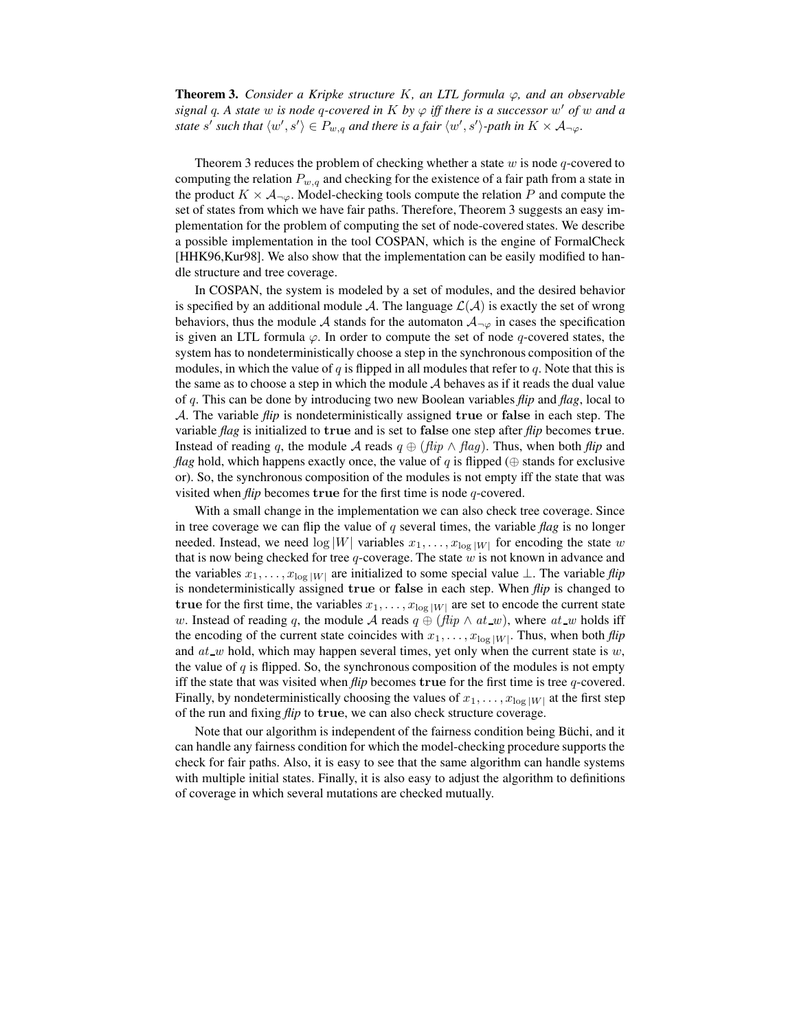**Theorem 3.** *Consider a Kripke structure $K$, an LTL formula $\varphi$, and an observable signal $q$. A state $w$ is node $q$-covered in $K$ by $\varphi$ iff there is a successor $w'$ of $w$ and a state $s'$ such that $\langle w', s' \rangle \in P_{w,q}$ and there is a fair $\langle w', s' \rangle$-path in $K \times \mathcal{A}_{\neg\varphi}$.*

Theorem 3 reduces the problem of checking whether a state $w$ is node $q$-covered to computing the relation $P_{w,q}$ and checking for the existence of a fair path from a state in the product $K \times \mathcal{A}_{\neg\varphi}$. Model-checking tools compute the relation $P$ and compute the set of states from which we have fair paths. Therefore, Theorem 3 suggests an easy implementation for the problem of computing the set of node-covered states. We describe a possible implementation in the tool COSPAN, which is the engine of FormalCheck [HHK96,Kur98]. We also show that the implementation can be easily modified to handle structure and tree coverage.

In COSPAN, the system is modeled by a set of modules, and the desired behavior is specified by an additional module $\mathcal{A}$. The language $\mathcal{L}(\mathcal{A})$ is exactly the set of wrong behaviors, thus the module $\mathcal{A}$ stands for the automaton $\mathcal{A}_{\neg\varphi}$ in cases the specification is given an LTL formula $\varphi$. In order to compute the set of node $q$-covered states, the system has to nondeterministically choose a step in the synchronous composition of the modules, in which the value of $q$ is flipped in all modules that refer to $q$. Note that this is the same as to choose a step in which the module $\mathcal{A}$ behaves as if it reads the dual value of $q$. This can be done by introducing two new Boolean variables *flip* and *flag*, local to $\mathcal{A}$. The variable *flip* is nondeterministically assigned $\mathbf{true}$ or $\mathbf{false}$ in each step. The variable *flag* is initialized to $\mathbf{true}$ and is set to $\mathbf{false}$ one step after *flip* becomes $\mathbf{true}$. Instead of reading $q$, the module $\mathcal{A}$ reads $q \oplus (\mathit{flip} \wedge \mathit{flag})$. Thus, when both *flip* and *flag* hold, which happens exactly once, the value of $q$ is flipped ($\oplus$ stands for exclusive or). So, the synchronous composition of the modules is not empty iff the state that was visited when *flip* becomes $\mathbf{true}$ for the first time is node $q$-covered.

With a small change in the implementation we can also check tree coverage. Since in tree coverage we can flip the value of $q$ several times, the variable *flag* is no longer needed. Instead, we need $\log |W|$ variables $x_1, \ldots, x_{\log |W|}$ for encoding the state $w$ that is now being checked for tree $q$-coverage. The state $w$ is not known in advance and the variables $x_1, \ldots, x_{\log |W|}$ are initialized to some special value $\perp$. The variable *flip* is nondeterministically assigned $\mathbf{true}$ or $\mathbf{false}$ in each step. When *flip* is changed to $\mathbf{true}$ for the first time, the variables $x_1, \ldots, x_{\log |W|}$ are set to encode the current state $w$. Instead of reading $q$, the module $\mathcal{A}$ reads $q \oplus (\mathit{flip} \wedge \mathit{at\_w})$, where $\mathit{at\_w}$ holds iff the encoding of the current state coincides with $x_1, \ldots, x_{\log |W|}$. Thus, when both *flip* and $\mathit{at\_w}$ hold, which may happen several times, yet only when the current state is $w$, the value of $q$ is flipped. So, the synchronous composition of the modules is not empty iff the state that was visited when *flip* becomes $\mathbf{true}$ for the first time is tree $q$-covered. Finally, by nondeterministically choosing the values of $x_1, \ldots, x_{\log |W|}$ at the first step of the run and fixing *flip* to $\mathbf{true}$, we can also check structure coverage.

Note that our algorithm is independent of the fairness condition being Büchi, and it can handle any fairness condition for which the model-checking procedure supports the check for fair paths. Also, it is easy to see that the same algorithm can handle systems with multiple initial states. Finally, it is also easy to adjust the algorithm to definitions of coverage in which several mutations are checked mutually.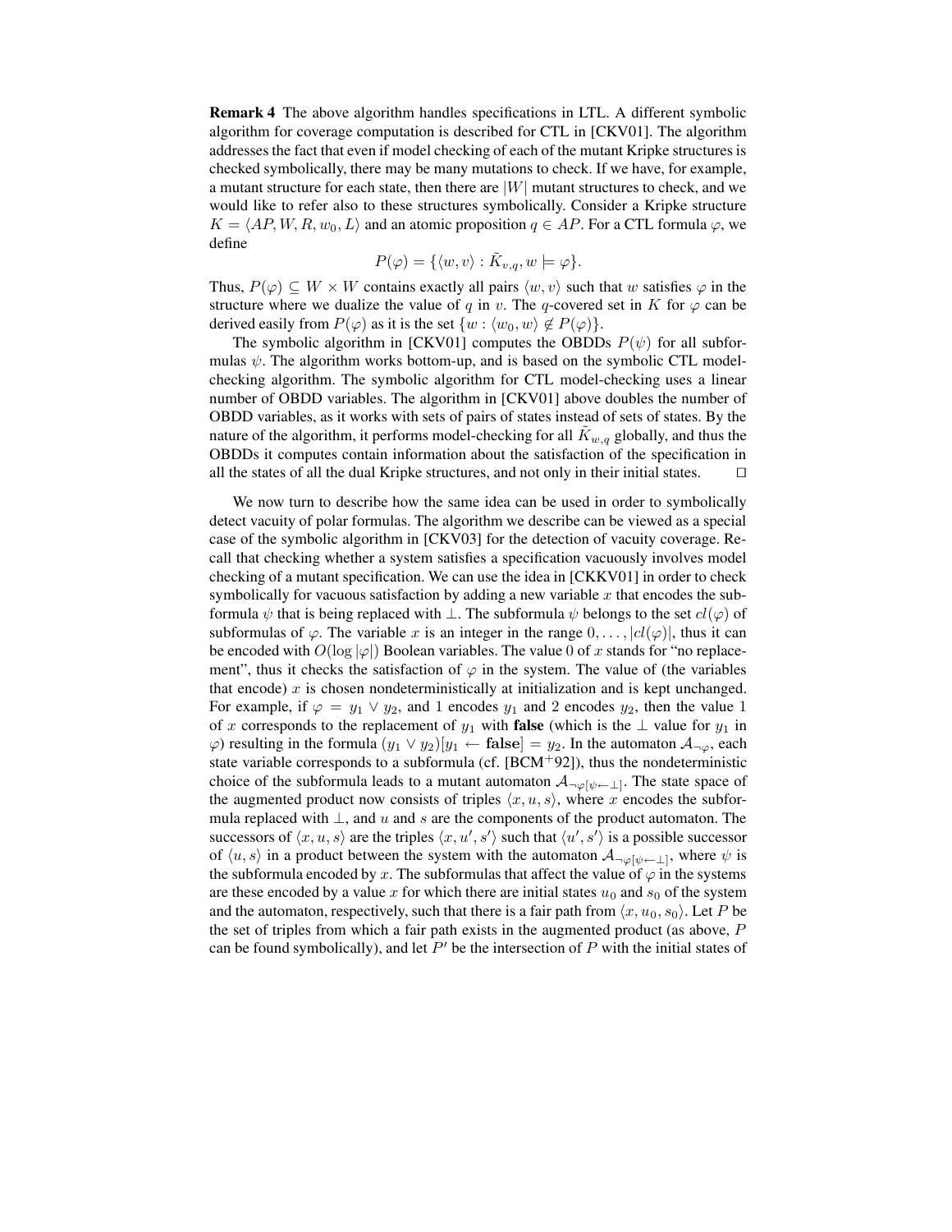**Remark 4** The above algorithm handles specifications in LTL. A different symbolic algorithm for coverage computation is described for CTL in [CKV01]. The algorithm addresses the fact that even if model checking of each of the mutant Kripke structures is checked symbolically, there may be many mutations to check. If we have, for example, a mutant structure for each state, then there are $|W|$ mutant structures to check, and we would like to refer also to these structures symbolically. Consider a Kripke structure $K = \langle AP, W, R, w_0, L\rangle$ and an atomic proposition $q \in AP$. For a CTL formula $\varphi$, we define

$$P(\varphi) = \{\langle w, v\rangle : \tilde{K}_{v,q}, w \models \varphi\}.$$

Thus, $P(\varphi) \subseteq W \times W$ contains exactly all pairs $\langle w, v\rangle$ such that $w$ satisfies $\varphi$ in the structure where we dualize the value of $q$ in $v$. The $q$-covered set in $K$ for $\varphi$ can be derived easily from $P(\varphi)$ as it is the set $\{w : \langle w_0, w\rangle \notin P(\varphi)\}$.

The symbolic algorithm in [CKV01] computes the OBDDs $P(\psi)$ for all subformulas $\psi$. The algorithm works bottom-up, and is based on the symbolic CTL model-checking algorithm. The symbolic algorithm for CTL model-checking uses a linear number of OBDD variables. The algorithm in [CKV01] above doubles the number of OBDD variables, as it works with sets of pairs of states instead of sets of states. By the nature of the algorithm, it performs model-checking for all $\tilde{K}_{w,q}$ globally, and thus the OBDDs it computes contain information about the satisfaction of the specification in all the states of all the dual Kripke structures, and not only in their initial states. ◻

We now turn to describe how the same idea can be used in order to symbolically detect vacuity of polar formulas. The algorithm we describe can be viewed as a special case of the symbolic algorithm in [CKV03] for the detection of vacuity coverage. Recall that checking whether a system satisfies a specification vacuously involves model checking of a mutant specification. We can use the idea in [CKKV01] in order to check symbolically for vacuous satisfaction by adding a new variable $x$ that encodes the subformula $\psi$ that is being replaced with $\bot$. The subformula $\psi$ belongs to the set $cl(\varphi)$ of subformulas of $\varphi$. The variable $x$ is an integer in the range $0, \ldots, |cl(\varphi)|$, thus it can be encoded with $O(\log|\varphi|)$ Boolean variables. The value 0 of $x$ stands for "no replacement", thus it checks the satisfaction of $\varphi$ in the system. The value of (the variables that encode) $x$ is chosen nondeterministically at initialization and is kept unchanged. For example, if $\varphi = y_1 \vee y_2$, and 1 encodes $y_1$ and 2 encodes $y_2$, then the value 1 of $x$ corresponds to the replacement of $y_1$ with **false** (which is the $\bot$ value for $y_1$ in $\varphi$) resulting in the formula $(y_1 \vee y_2)[y_1 \leftarrow \textbf{false}] = y_2$. In the automaton $\mathcal{A}_{\neg\varphi}$, each state variable corresponds to a subformula (cf. [BCM+92]), thus the nondeterministic choice of the subformula leads to a mutant automaton $\mathcal{A}_{\neg\varphi[\psi\leftarrow\bot]}$. The state space of the augmented product now consists of triples $\langle x, u, s\rangle$, where $x$ encodes the subformula replaced with $\bot$, and $u$ and $s$ are the components of the product automaton. The successors of $\langle x, u, s\rangle$ are the triples $\langle x, u', s'\rangle$ such that $\langle u', s'\rangle$ is a possible successor of $\langle u, s\rangle$ in a product between the system with the automaton $\mathcal{A}_{\neg\varphi[\psi\leftarrow\bot]}$, where $\psi$ is the subformula encoded by $x$. The subformulas that affect the value of $\varphi$ in the systems are these encoded by a value $x$ for which there are initial states $u_0$ and $s_0$ of the system and the automaton, respectively, such that there is a fair path from $\langle x, u_0, s_0\rangle$. Let $P$ be the set of triples from which a fair path exists in the augmented product (as above, $P$ can be found symbolically), and let $P'$ be the intersection of $P$ with the initial states of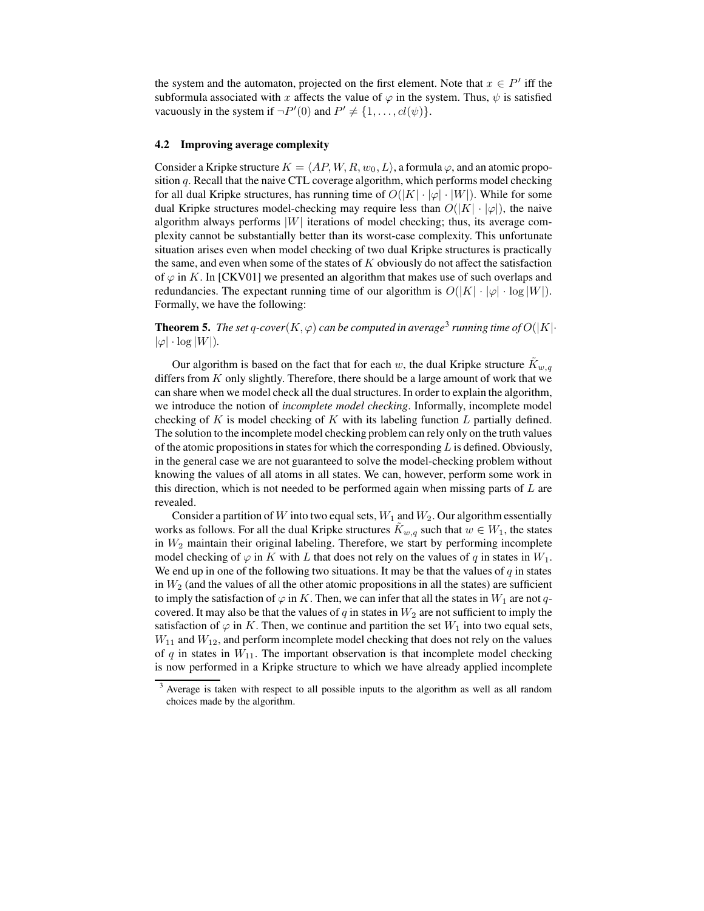the system and the automaton, projected on the first element. Note that $x \in P'$ iff the subformula associated with $x$ affects the value of $\varphi$ in the system. Thus, $\psi$ is satisfied vacuously in the system if $\neg P'(0)$ and $P' \neq \{1, \ldots, cl(\psi)\}$.

### 4.2 Improving average complexity

Consider a Kripke structure $K = \langle AP, W, R, w_0, L \rangle$, a formula $\varphi$, and an atomic proposition $q$. Recall that the naive CTL coverage algorithm, which performs model checking for all dual Kripke structures, has running time of $O(|K| \cdot |\varphi| \cdot |W|)$. While for some dual Kripke structures model-checking may require less than $O(|K| \cdot |\varphi|)$, the naive algorithm always performs $|W|$ iterations of model checking; thus, its average complexity cannot be substantially better than its worst-case complexity. This unfortunate situation arises even when model checking of two dual Kripke structures is practically the same, and even when some of the states of $K$ obviously do not affect the satisfaction of $\varphi$ in $K$. In [CKV01] we presented an algorithm that makes use of such overlaps and redundancies. The expectant running time of our algorithm is $O(|K| \cdot |\varphi| \cdot \log |W|)$. Formally, we have the following:

**Theorem 5.** *The set $q$-cover$(K, \varphi)$ can be computed in average*[3] *running time of $O(|K| \cdot |\varphi| \cdot \log |W|)$.*

Our algorithm is based on the fact that for each $w$, the dual Kripke structure $\tilde{K}_{w,q}$ differs from $K$ only slightly. Therefore, there should be a large amount of work that we can share when we model check all the dual structures. In order to explain the algorithm, we introduce the notion of *incomplete model checking*. Informally, incomplete model checking of $K$ is model checking of $K$ with its labeling function $L$ partially defined. The solution to the incomplete model checking problem can rely only on the truth values of the atomic propositions in states for which the corresponding $L$ is defined. Obviously, in the general case we are not guaranteed to solve the model-checking problem without knowing the values of all atoms in all states. We can, however, perform some work in this direction, which is not needed to be performed again when missing parts of $L$ are revealed.

Consider a partition of $W$ into two equal sets, $W_1$ and $W_2$. Our algorithm essentially works as follows. For all the dual Kripke structures $\tilde{K}_{w,q}$ such that $w \in W_1$, the states in $W_2$ maintain their original labeling. Therefore, we start by performing incomplete model checking of $\varphi$ in $K$ with $L$ that does not rely on the values of $q$ in states in $W_1$. We end up in one of the following two situations. It may be that the values of $q$ in states in $W_2$ (and the values of all the other atomic propositions in all the states) are sufficient to imply the satisfaction of $\varphi$ in $K$. Then, we can infer that all the states in $W_1$ are not $q$-covered. It may also be that the values of $q$ in states in $W_2$ are not sufficient to imply the satisfaction of $\varphi$ in $K$. Then, we continue and partition the set $W_1$ into two equal sets, $W_{11}$ and $W_{12}$, and perform incomplete model checking that does not rely on the values of $q$ in states in $W_{11}$. The important observation is that incomplete model checking is now performed in a Kripke structure to which we have already applied incomplete

[3] Average is taken with respect to all possible inputs to the algorithm as well as all random choices made by the algorithm.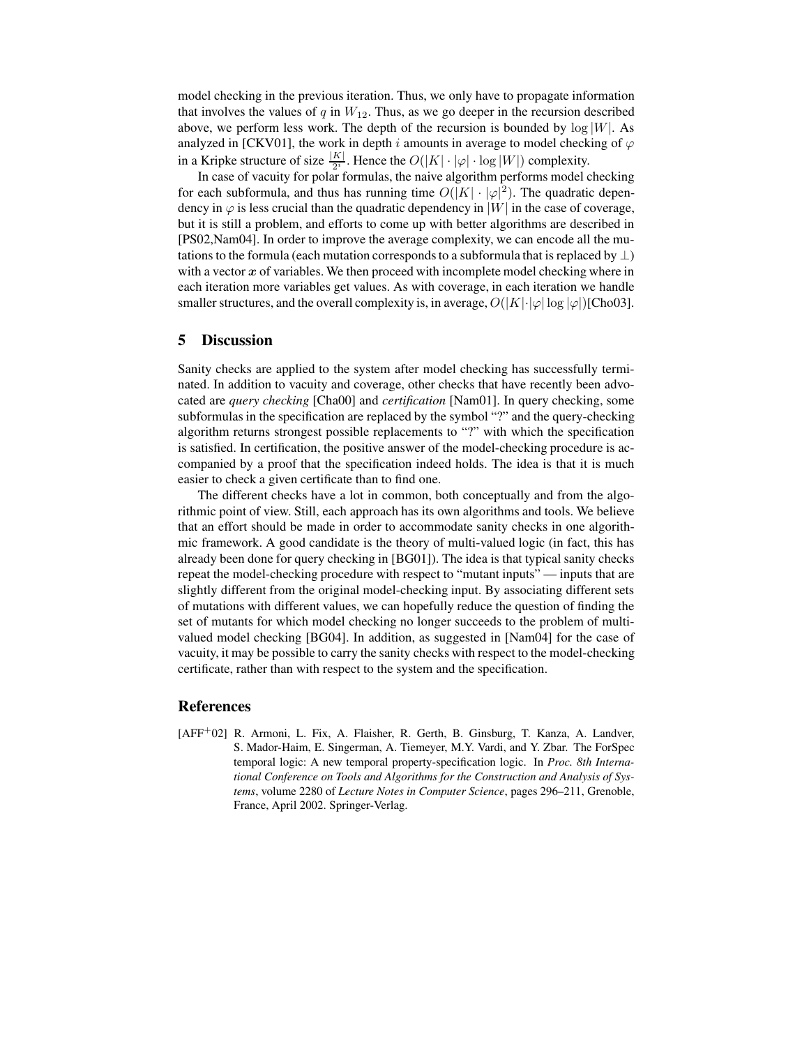model checking in the previous iteration. Thus, we only have to propagate information that involves the values of $q$ in $W_{12}$. Thus, as we go deeper in the recursion described above, we perform less work. The depth of the recursion is bounded by $\log |W|$. As analyzed in [CKV01], the work in depth $i$ amounts in average to model checking of $\varphi$ in a Kripke structure of size $\frac{|K|}{2^i}$. Hence the $O(|K| \cdot |\varphi| \cdot \log |W|)$ complexity.

In case of vacuity for polar formulas, the naive algorithm performs model checking for each subformula, and thus has running time $O(|K| \cdot |\varphi|^2)$. The quadratic dependency in $\varphi$ is less crucial than the quadratic dependency in $|W|$ in the case of coverage, but it is still a problem, and efforts to come up with better algorithms are described in [PS02,Nam04]. In order to improve the average complexity, we can encode all the mutations to the formula (each mutation corresponds to a subformula that is replaced by $\perp$) with a vector $\boldsymbol{x}$ of variables. We then proceed with incomplete model checking where in each iteration more variables get values. As with coverage, in each iteration we handle smaller structures, and the overall complexity is, in average, $O(|K| \cdot |\varphi| \log |\varphi|)$[Cho03].

## 5 Discussion

Sanity checks are applied to the system after model checking has successfully terminated. In addition to vacuity and coverage, other checks that have recently been advocated are *query checking* [Cha00] and *certification* [Nam01]. In query checking, some subformulas in the specification are replaced by the symbol "?" and the query-checking algorithm returns strongest possible replacements to "?" with which the specification is satisfied. In certification, the positive answer of the model-checking procedure is accompanied by a proof that the specification indeed holds. The idea is that it is much easier to check a given certificate than to find one.

The different checks have a lot in common, both conceptually and from the algorithmic point of view. Still, each approach has its own algorithms and tools. We believe that an effort should be made in order to accommodate sanity checks in one algorithmic framework. A good candidate is the theory of multi-valued logic (in fact, this has already been done for query checking in [BG01]). The idea is that typical sanity checks repeat the model-checking procedure with respect to "mutant inputs" — inputs that are slightly different from the original model-checking input. By associating different sets of mutations with different values, we can hopefully reduce the question of finding the set of mutants for which model checking no longer succeeds to the problem of multi-valued model checking [BG04]. In addition, as suggested in [Nam04] for the case of vacuity, it may be possible to carry the sanity checks with respect to the model-checking certificate, rather than with respect to the system and the specification.

## References

[AFF+02] R. Armoni, L. Fix, A. Flaisher, R. Gerth, B. Ginsburg, T. Kanza, A. Landver, S. Mador-Haim, E. Singerman, A. Tiemeyer, M.Y. Vardi, and Y. Zbar. The ForSpec temporal logic: A new temporal property-specification logic. In *Proc. 8th International Conference on Tools and Algorithms for the Construction and Analysis of Systems*, volume 2280 of *Lecture Notes in Computer Science*, pages 296–211, Grenoble, France, April 2002. Springer-Verlag.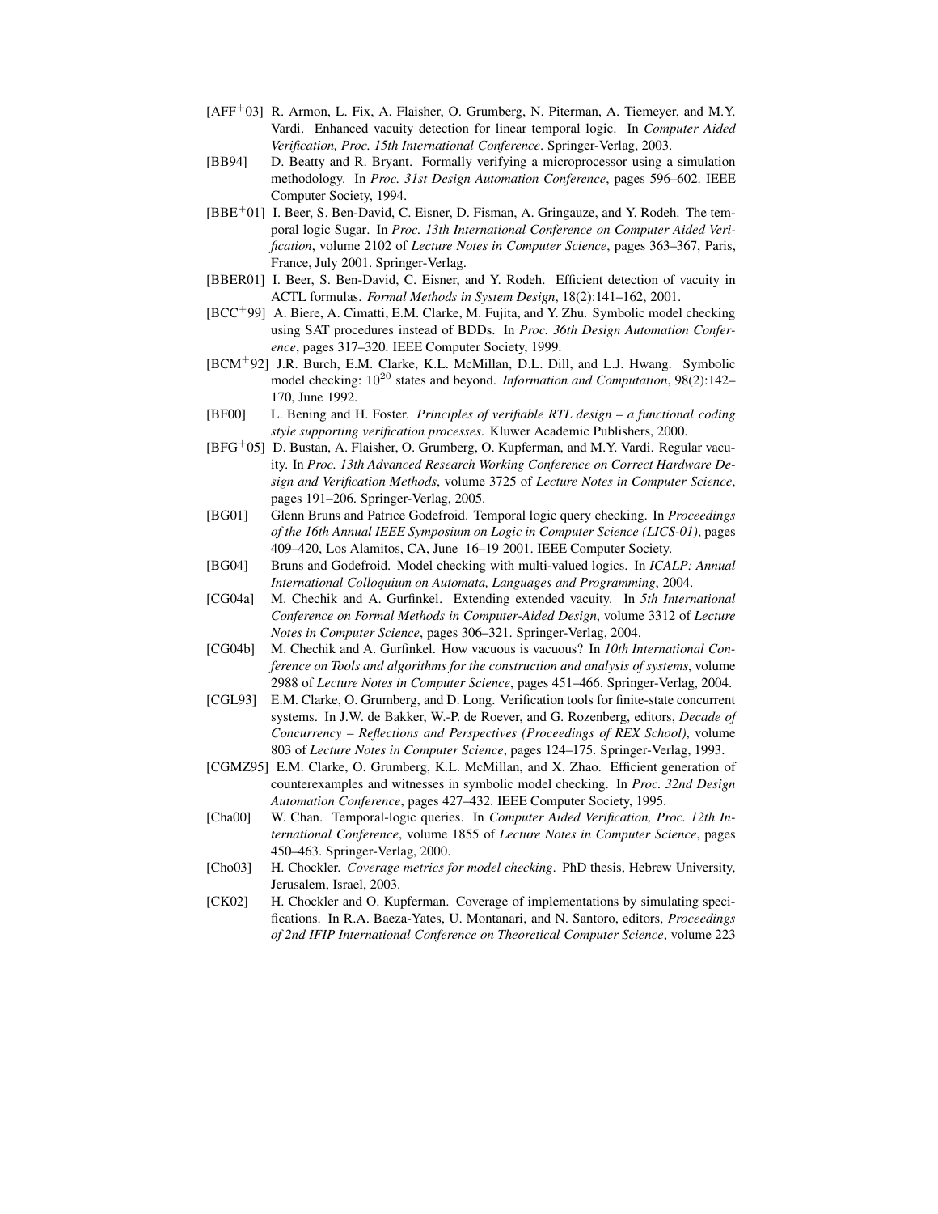[AFF$^+$03] R. Armon, L. Fix, A. Flaisher, O. Grumberg, N. Piterman, A. Tiemeyer, and M.Y. Vardi. Enhanced vacuity detection for linear temporal logic. In *Computer Aided Verification, Proc. 15th International Conference*. Springer-Verlag, 2003.

[BB94] D. Beatty and R. Bryant. Formally verifying a microprocessor using a simulation methodology. In *Proc. 31st Design Automation Conference*, pages 596–602. IEEE Computer Society, 1994.

[BBE$^+$01] I. Beer, S. Ben-David, C. Eisner, D. Fisman, A. Gringauze, and Y. Rodeh. The temporal logic Sugar. In *Proc. 13th International Conference on Computer Aided Verification*, volume 2102 of *Lecture Notes in Computer Science*, pages 363–367, Paris, France, July 2001. Springer-Verlag.

[BBER01] I. Beer, S. Ben-David, C. Eisner, and Y. Rodeh. Efficient detection of vacuity in ACTL formulas. *Formal Methods in System Design*, 18(2):141–162, 2001.

[BCC$^+$99] A. Biere, A. Cimatti, E.M. Clarke, M. Fujita, and Y. Zhu. Symbolic model checking using SAT procedures instead of BDDs. In *Proc. 36th Design Automation Conference*, pages 317–320. IEEE Computer Society, 1999.

[BCM$^+$92] J.R. Burch, E.M. Clarke, K.L. McMillan, D.L. Dill, and L.J. Hwang. Symbolic model checking: $10^{20}$ states and beyond. *Information and Computation*, 98(2):142–170, June 1992.

[BF00] L. Bening and H. Foster. *Principles of verifiable RTL design – a functional coding style supporting verification processes*. Kluwer Academic Publishers, 2000.

[BFG$^+$05] D. Bustan, A. Flaisher, O. Grumberg, O. Kupferman, and M.Y. Vardi. Regular vacuity. In *Proc. 13th Advanced Research Working Conference on Correct Hardware Design and Verification Methods*, volume 3725 of *Lecture Notes in Computer Science*, pages 191–206. Springer-Verlag, 2005.

[BG01] Glenn Bruns and Patrice Godefroid. Temporal logic query checking. In *Proceedings of the 16th Annual IEEE Symposium on Logic in Computer Science (LICS-01)*, pages 409–420, Los Alamitos, CA, June 16–19 2001. IEEE Computer Society.

[BG04] Bruns and Godefroid. Model checking with multi-valued logics. In *ICALP: Annual International Colloquium on Automata, Languages and Programming*, 2004.

[CG04a] M. Chechik and A. Gurfinkel. Extending extended vacuity. In *5th International Conference on Formal Methods in Computer-Aided Design*, volume 3312 of *Lecture Notes in Computer Science*, pages 306–321. Springer-Verlag, 2004.

[CG04b] M. Chechik and A. Gurfinkel. How vacuous is vacuous? In *10th International Conference on Tools and algorithms for the construction and analysis of systems*, volume 2988 of *Lecture Notes in Computer Science*, pages 451–466. Springer-Verlag, 2004.

[CGL93] E.M. Clarke, O. Grumberg, and D. Long. Verification tools for finite-state concurrent systems. In J.W. de Bakker, W.-P. de Roever, and G. Rozenberg, editors, *Decade of Concurrency – Reflections and Perspectives (Proceedings of REX School)*, volume 803 of *Lecture Notes in Computer Science*, pages 124–175. Springer-Verlag, 1993.

[CGMZ95] E.M. Clarke, O. Grumberg, K.L. McMillan, and X. Zhao. Efficient generation of counterexamples and witnesses in symbolic model checking. In *Proc. 32nd Design Automation Conference*, pages 427–432. IEEE Computer Society, 1995.

[Cha00] W. Chan. Temporal-logic queries. In *Computer Aided Verification, Proc. 12th International Conference*, volume 1855 of *Lecture Notes in Computer Science*, pages 450–463. Springer-Verlag, 2000.

[Cho03] H. Chockler. *Coverage metrics for model checking*. PhD thesis, Hebrew University, Jerusalem, Israel, 2003.

[CK02] H. Chockler and O. Kupferman. Coverage of implementations by simulating specifications. In R.A. Baeza-Yates, U. Montanari, and N. Santoro, editors, *Proceedings of 2nd IFIP International Conference on Theoretical Computer Science*, volume 223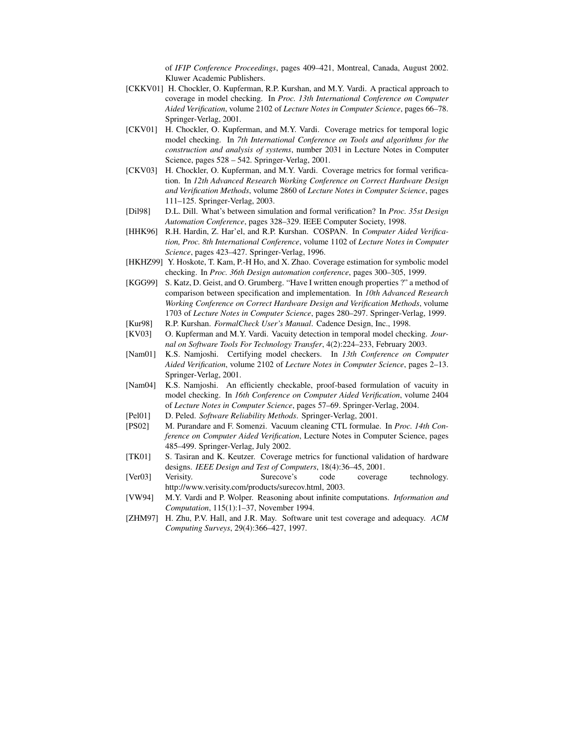of *IFIP Conference Proceedings*, pages 409–421, Montreal, Canada, August 2002. Kluwer Academic Publishers.

[CKKV01] H. Chockler, O. Kupferman, R.P. Kurshan, and M.Y. Vardi. A practical approach to coverage in model checking. In *Proc. 13th International Conference on Computer Aided Verification*, volume 2102 of *Lecture Notes in Computer Science*, pages 66–78. Springer-Verlag, 2001.

[CKV01] H. Chockler, O. Kupferman, and M.Y. Vardi. Coverage metrics for temporal logic model checking. In *7th International Conference on Tools and algorithms for the construction and analysis of systems*, number 2031 in Lecture Notes in Computer Science, pages 528 – 542. Springer-Verlag, 2001.

[CKV03] H. Chockler, O. Kupferman, and M.Y. Vardi. Coverage metrics for formal verification. In *12th Advanced Research Working Conference on Correct Hardware Design and Verification Methods*, volume 2860 of *Lecture Notes in Computer Science*, pages 111–125. Springer-Verlag, 2003.

[Dil98] D.L. Dill. What's between simulation and formal verification? In *Proc. 35st Design Automation Conference*, pages 328–329. IEEE Computer Society, 1998.

[HHK96] R.H. Hardin, Z. Har'el, and R.P. Kurshan. COSPAN. In *Computer Aided Verification, Proc. 8th International Conference*, volume 1102 of *Lecture Notes in Computer Science*, pages 423–427. Springer-Verlag, 1996.

[HKHZ99] Y. Hoskote, T. Kam, P.-H Ho, and X. Zhao. Coverage estimation for symbolic model checking. In *Proc. 36th Design automation conference*, pages 300–305, 1999.

[KGG99] S. Katz, D. Geist, and O. Grumberg. "Have I written enough properties ?" a method of comparison between specification and implementation. In *10th Advanced Research Working Conference on Correct Hardware Design and Verification Methods*, volume 1703 of *Lecture Notes in Computer Science*, pages 280–297. Springer-Verlag, 1999.

[Kur98] R.P. Kurshan. *FormalCheck User's Manual*. Cadence Design, Inc., 1998.

[KV03] O. Kupferman and M.Y. Vardi. Vacuity detection in temporal model checking. *Journal on Software Tools For Technology Transfer*, 4(2):224–233, February 2003.

[Nam01] K.S. Namjoshi. Certifying model checkers. In *13th Conference on Computer Aided Verification*, volume 2102 of *Lecture Notes in Computer Science*, pages 2–13. Springer-Verlag, 2001.

[Nam04] K.S. Namjoshi. An efficiently checkable, proof-based formulation of vacuity in model checking. In *16th Conference on Computer Aided Verification*, volume 2404 of *Lecture Notes in Computer Science*, pages 57–69. Springer-Verlag, 2004.

[Pel01] D. Peled. *Software Reliability Methods*. Springer-Verlag, 2001.

[PS02] M. Purandare and F. Somenzi. Vacuum cleaning CTL formulae. In *Proc. 14th Conference on Computer Aided Verification*, Lecture Notes in Computer Science, pages 485–499. Springer-Verlag, July 2002.

[TK01] S. Tasiran and K. Keutzer. Coverage metrics for functional validation of hardware designs. *IEEE Design and Test of Computers*, 18(4):36–45, 2001.

[Ver03] Verisity. Surecove's code coverage technology. http://www.verisity.com/products/surecov.html, 2003.

[VW94] M.Y. Vardi and P. Wolper. Reasoning about infinite computations. *Information and Computation*, 115(1):1–37, November 1994.

[ZHM97] H. Zhu, P.V. Hall, and J.R. May. Software unit test coverage and adequacy. *ACM Computing Surveys*, 29(4):366–427, 1997.